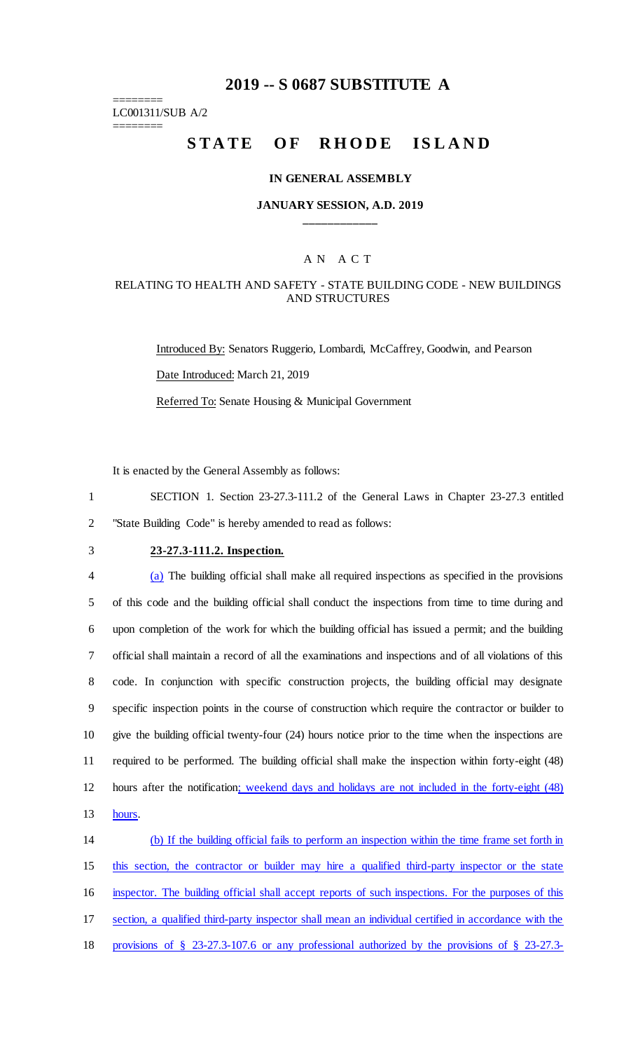# 2019 -- S 0687 SUBSTITUTE A

========
LC001311/SUB A/2
========

## STATE OF RHODE ISLAND

### IN GENERAL ASSEMBLY

### JANUARY SESSION, A.D. 2019

---

A N A C T

RELATING TO HEALTH AND SAFETY - STATE BUILDING CODE - NEW BUILDINGS AND STRUCTURES

Introduced By: Senators Ruggerio, Lombardi, McCaffrey, Goodwin, and Pearson

Date Introduced: March 21, 2019

Referred To: Senate Housing & Municipal Government

It is enacted by the General Assembly as follows:

1 SECTION 1. Section 23-27.3-111.2 of the General Laws in Chapter 23-27.3 entitled
2 "State Building Code" is hereby amended to read as follows:

3 **23-27.3-111.2. Inspection.**

4 (a) The building official shall make all required inspections as specified in the provisions
5 of this code and the building official shall conduct the inspections from time to time during and
6 upon completion of the work for which the building official has issued a permit; and the building
7 official shall maintain a record of all the examinations and inspections and of all violations of this
8 code. In conjunction with specific construction projects, the building official may designate
9 specific inspection points in the course of construction which require the contractor or builder to
10 give the building official twenty-four (24) hours notice prior to the time when the inspections are
11 required to be performed. The building official shall make the inspection within forty-eight (48)
12 hours after the notification; weekend days and holidays are not included in the forty-eight (48)
13 hours.

14 (b) If the building official fails to perform an inspection within the time frame set forth in
15 this section, the contractor or builder may hire a qualified third-party inspector or the state
16 inspector. The building official shall accept reports of such inspections. For the purposes of this
17 section, a qualified third-party inspector shall mean an individual certified in accordance with the
18 provisions of § 23-27.3-107.6 or any professional authorized by the provisions of § 23-27.3-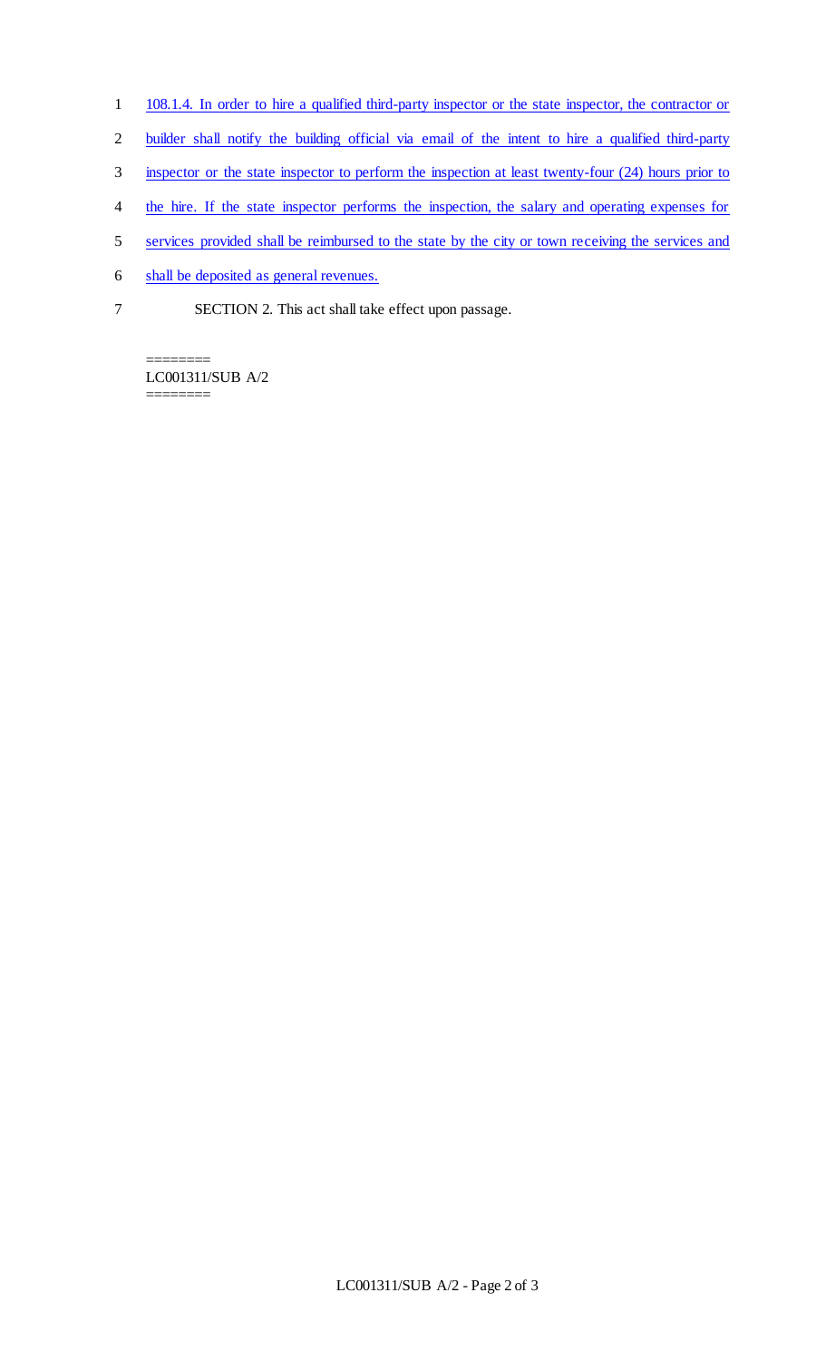108.1.4. In order to hire a qualified third-party inspector or the state inspector, the contractor or builder shall notify the building official via email of the intent to hire a qualified third-party inspector or the state inspector to perform the inspection at least twenty-four (24) hours prior to the hire. If the state inspector performs the inspection, the salary and operating expenses for services provided shall be reimbursed to the state by the city or town receiving the services and shall be deposited as general revenues.

SECTION 2. This act shall take effect upon passage.

========
LC001311/SUB A/2
========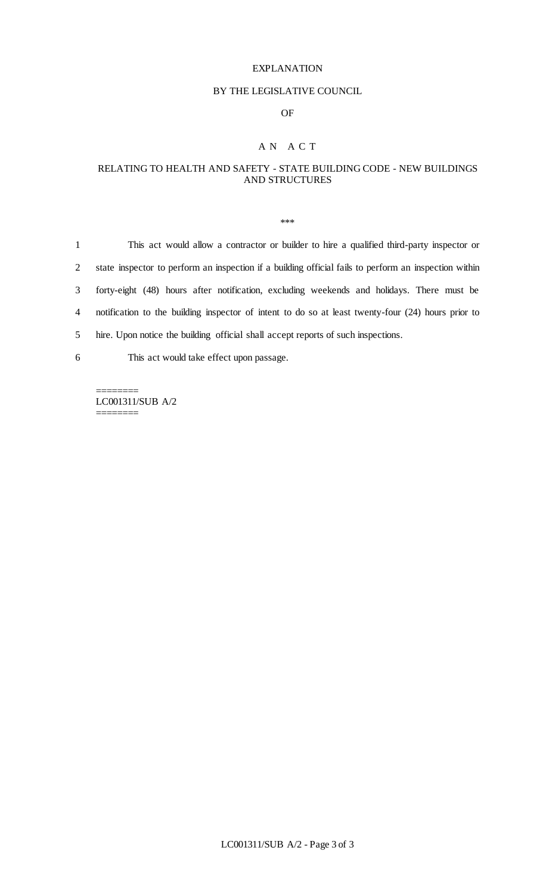EXPLANATION

BY THE LEGISLATIVE COUNCIL

OF

A N A C T

RELATING TO HEALTH AND SAFETY - STATE BUILDING CODE - NEW BUILDINGS AND STRUCTURES

\*\*\*

This act would allow a contractor or builder to hire a qualified third-party inspector or state inspector to perform an inspection if a building official fails to perform an inspection within forty-eight (48) hours after notification, excluding weekends and holidays. There must be notification to the building inspector of intent to do so at least twenty-four (24) hours prior to hire. Upon notice the building official shall accept reports of such inspections.

This act would take effect upon passage.

========
LC001311/SUB A/2
========